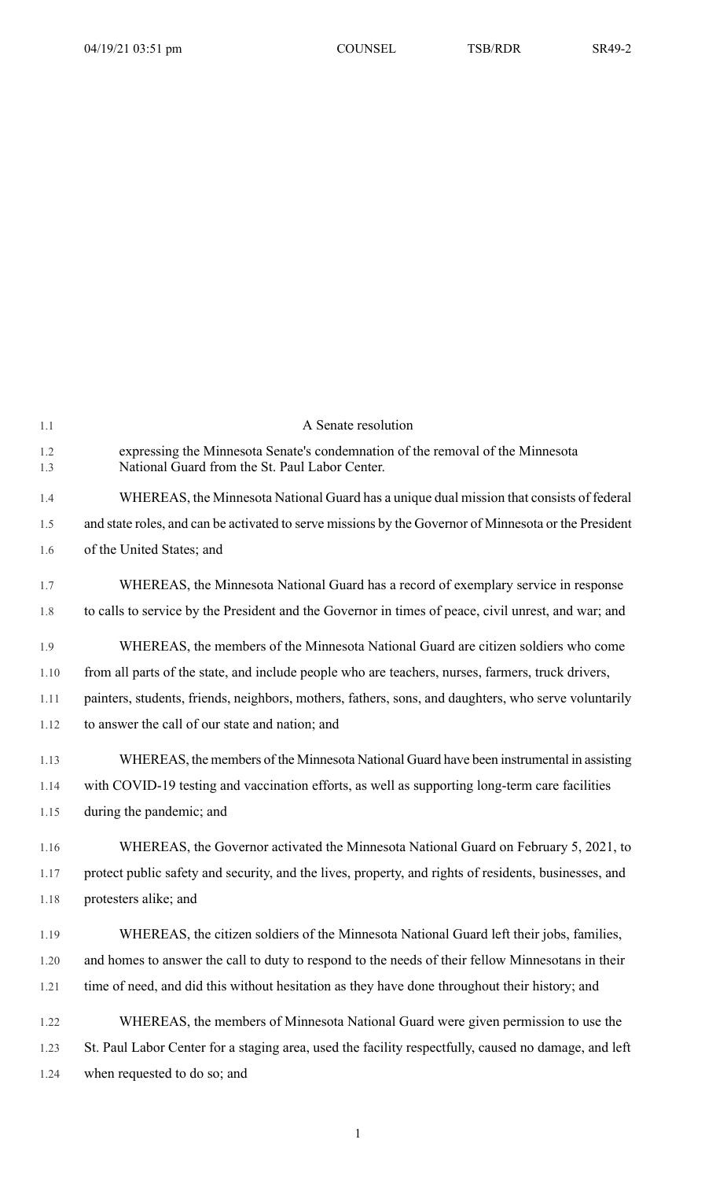A Senate resolution

expressing the Minnesota Senate's condemnation of the removal of the Minnesota National Guard from the St. Paul Labor Center.

WHEREAS, the Minnesota National Guard has a unique dual mission that consists of federal and state roles, and can be activated to serve missions by the Governor of Minnesota or the President of the United States; and

WHEREAS, the Minnesota National Guard has a record of exemplary service in response to calls to service by the President and the Governor in times of peace, civil unrest, and war; and

WHEREAS, the members of the Minnesota National Guard are citizen soldiers who come from all parts of the state, and include people who are teachers, nurses, farmers, truck drivers, painters, students, friends, neighbors, mothers, fathers, sons, and daughters, who serve voluntarily to answer the call of our state and nation; and

WHEREAS, the members of the Minnesota National Guard have been instrumental in assisting with COVID-19 testing and vaccination efforts, as well as supporting long-term care facilities during the pandemic; and

WHEREAS, the Governor activated the Minnesota National Guard on February 5, 2021, to protect public safety and security, and the lives, property, and rights of residents, businesses, and protesters alike; and

WHEREAS, the citizen soldiers of the Minnesota National Guard left their jobs, families, and homes to answer the call to duty to respond to the needs of their fellow Minnesotans in their time of need, and did this without hesitation as they have done throughout their history; and

WHEREAS, the members of Minnesota National Guard were given permission to use the St. Paul Labor Center for a staging area, used the facility respectfully, caused no damage, and left when requested to do so; and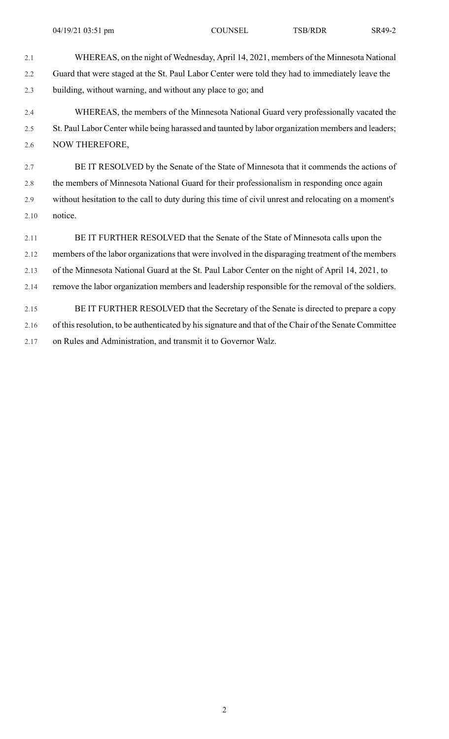WHEREAS, on the night of Wednesday, April 14, 2021, members of the Minnesota National Guard that were staged at the St. Paul Labor Center were told they had to immediately leave the building, without warning, and without any place to go; and

WHEREAS, the members of the Minnesota National Guard very professionally vacated the St. Paul Labor Center while being harassed and taunted by labor organization members and leaders; NOW THEREFORE,

BE IT RESOLVED by the Senate of the State of Minnesota that it commends the actions of the members of Minnesota National Guard for their professionalism in responding once again without hesitation to the call to duty during this time of civil unrest and relocating on a moment's notice.

BE IT FURTHER RESOLVED that the Senate of the State of Minnesota calls upon the members of the labor organizations that were involved in the disparaging treatment of the members of the Minnesota National Guard at the St. Paul Labor Center on the night of April 14, 2021, to remove the labor organization members and leadership responsible for the removal of the soldiers.

BE IT FURTHER RESOLVED that the Secretary of the Senate is directed to prepare a copy of this resolution, to be authenticated by his signature and that of the Chair of the Senate Committee on Rules and Administration, and transmit it to Governor Walz.